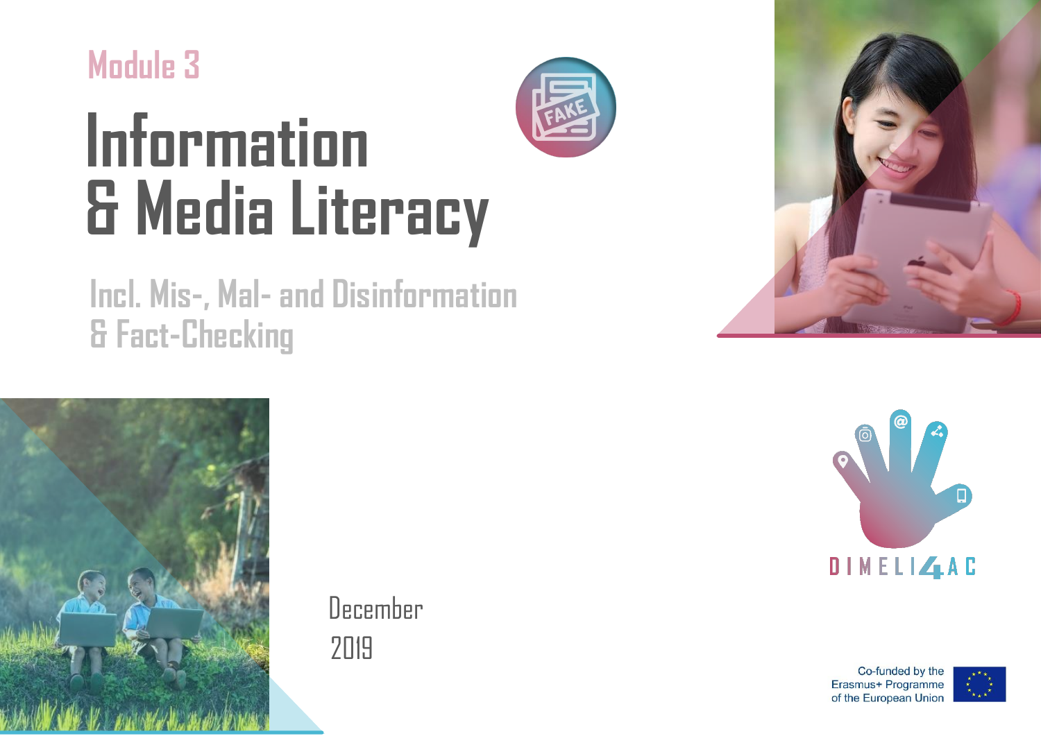Module 3

# Information & Media Literacy

## Incl. Mis-, Mal- and Disinformation & Fact-Checking

December 2019

DIMELI4AC

Co-funded by the Erasmus+ Programme of the European Union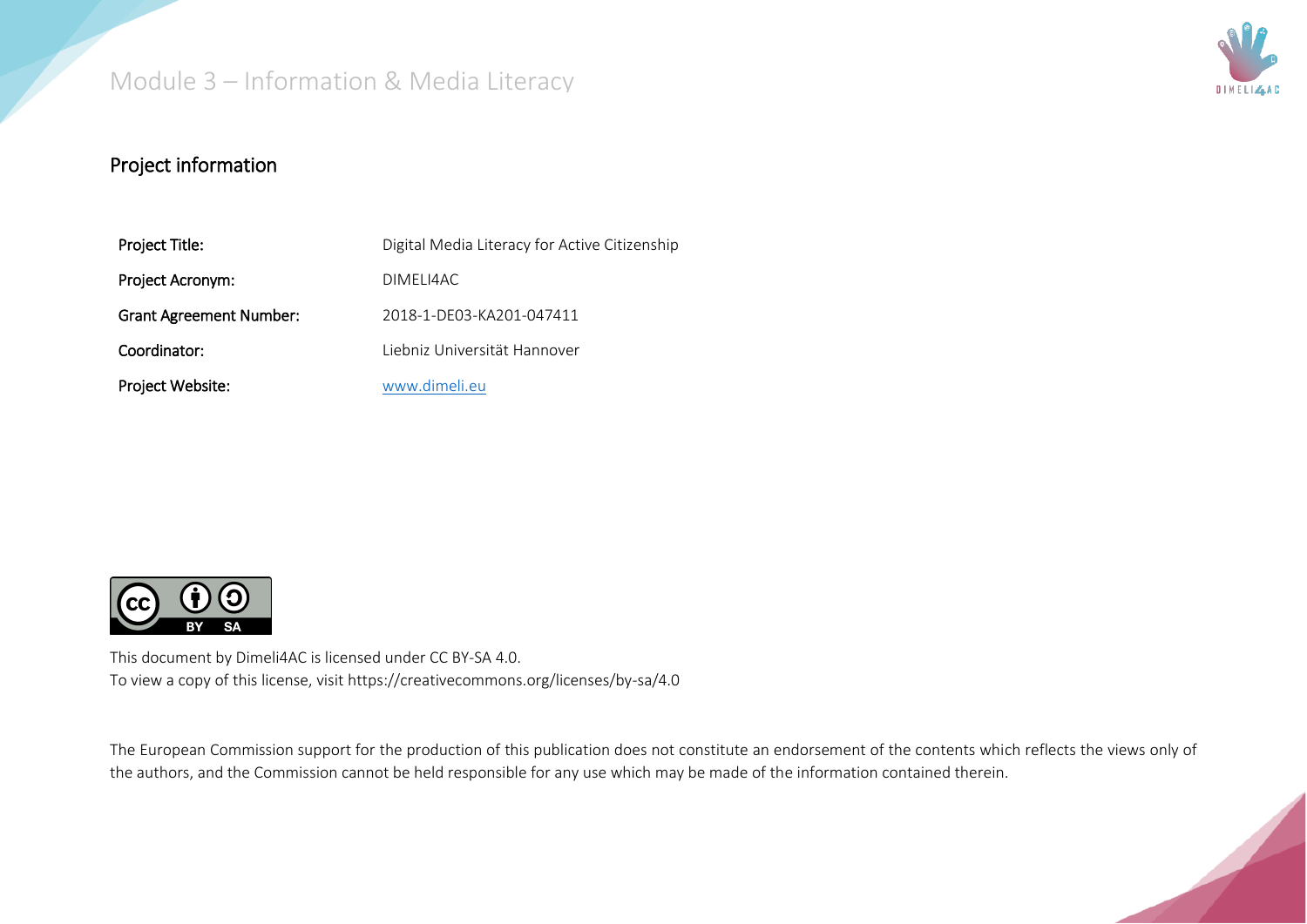## Project information

| Project Title: | Digital Media Literacy for Active Citizenship |
|---|---|
| Project Acronym: | DIMELI4AC |
| Grant Agreement Number: | 2018-1-DE03-KA201-047411 |
| Coordinator: | Liebniz Universität Hannover |
| Project Website: | [www.dimeli.eu](http://www.dimeli.eu) |

This document by Dimeli4AC is licensed under CC BY-SA 4.0.
To view a copy of this license, visit https://creativecommons.org/licenses/by-sa/4.0

The European Commission support for the production of this publication does not constitute an endorsement of the contents which reflects the views only of the authors, and the Commission cannot be held responsible for any use which may be made of the information contained therein.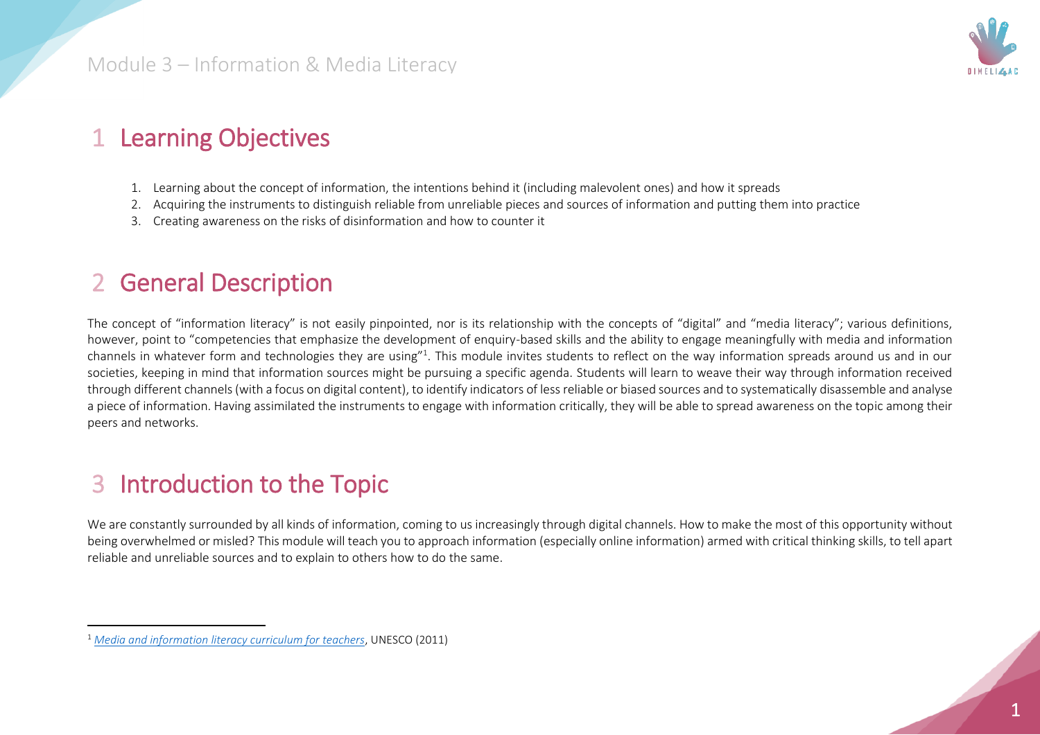# 1 Learning Objectives

1. Learning about the concept of information, the intentions behind it (including malevolent ones) and how it spreads
2. Acquiring the instruments to distinguish reliable from unreliable pieces and sources of information and putting them into practice
3. Creating awareness on the risks of disinformation and how to counter it

# 2 General Description

The concept of "information literacy" is not easily pinpointed, nor is its relationship with the concepts of "digital" and "media literacy"; various definitions, however, point to "competencies that emphasize the development of enquiry-based skills and the ability to engage meaningfully with media and information channels in whatever form and technologies they are using"[1]. This module invites students to reflect on the way information spreads around us and in our societies, keeping in mind that information sources might be pursuing a specific agenda. Students will learn to weave their way through information received through different channels (with a focus on digital content), to identify indicators of less reliable or biased sources and to systematically disassemble and analyse a piece of information. Having assimilated the instruments to engage with information critically, they will be able to spread awareness on the topic among their peers and networks.

# 3 Introduction to the Topic

We are constantly surrounded by all kinds of information, coming to us increasingly through digital channels. How to make the most of this opportunity without being overwhelmed or misled? This module will teach you to approach information (especially online information) armed with critical thinking skills, to tell apart reliable and unreliable sources and to explain to others how to do the same.

---

[1] *Media and information literacy curriculum for teachers*, UNESCO (2011)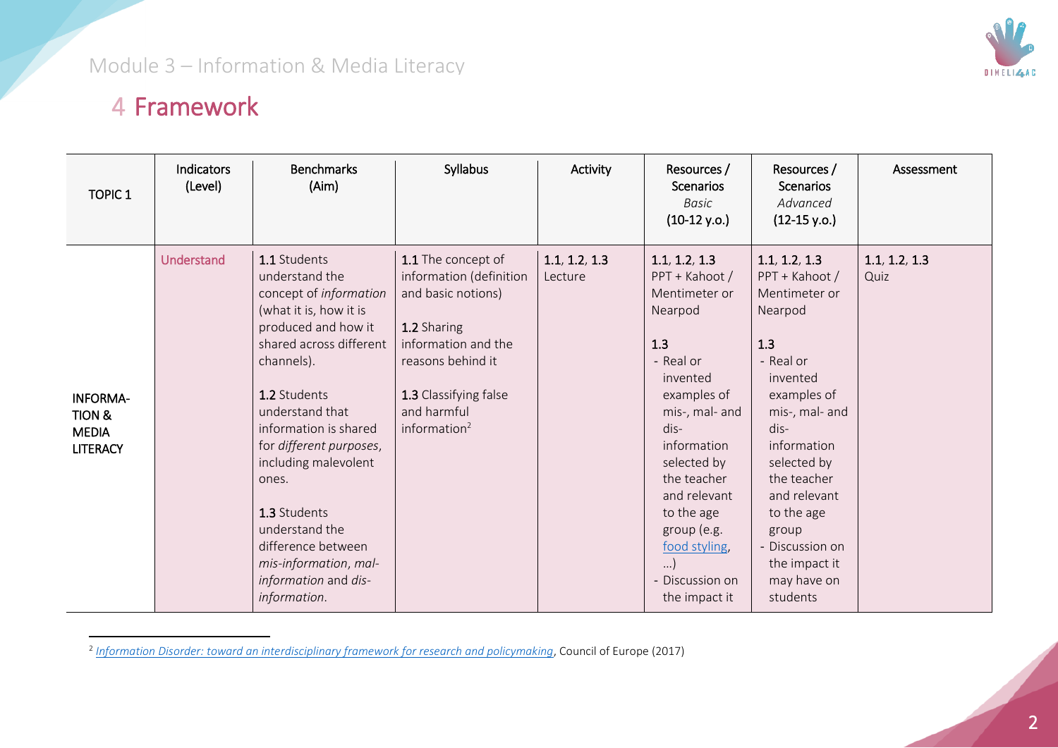# 4 Framework

| TOPIC 1 | Indicators (Level) | Benchmarks (Aim) | Syllabus | Activity | Resources / Scenarios *Basic* (10-12 y.o.) | Resources / Scenarios *Advanced* (12-15 y.o.) | Assessment |
|---|---|---|---|---|---|---|---|
| INFORMA-TION & MEDIA LITERACY | Understand | **1.1** Students understand the concept of *information* (what it is, how it is produced and how it shared across different channels).<br><br>**1.2** Students understand that information is shared for *different purposes*, including malevolent ones.<br><br>**1.3** Students understand the difference between *mis-information*, *mal-information* and *dis-information*. | **1.1** The concept of information (definition and basic notions)<br><br>**1.2** Sharing information and the reasons behind it<br><br>**1.3** Classifying false and harmful information[2] | **1.1, 1.2, 1.3** Lecture | **1.1, 1.2, 1.3** PPT + Kahoot / Mentimeter or Nearpod<br><br>**1.3**<br>- Real or invented examples of mis-, mal- and dis-information selected by the teacher and relevant to the age group (e.g. food styling, …)<br>- Discussion on the impact it | **1.1, 1.2, 1.3** PPT + Kahoot / Mentimeter or Nearpod<br><br>**1.3**<br>- Real or invented examples of mis-, mal- and dis-information selected by the teacher and relevant to the age group<br>- Discussion on the impact it may have on students | **1.1, 1.2, 1.3** Quiz |

[2] *Information Disorder: toward an interdisciplinary framework for research and policymaking*, Council of Europe (2017)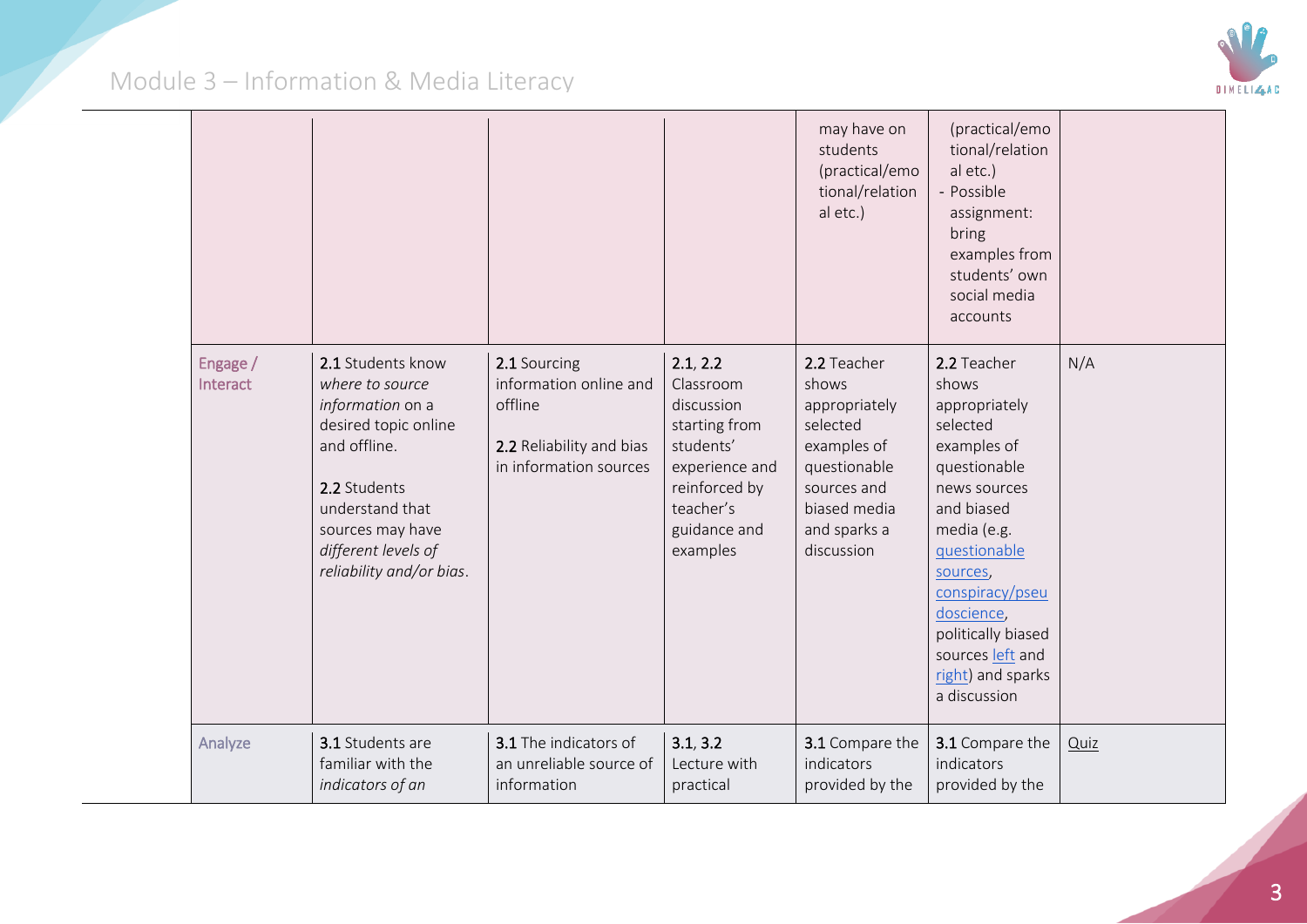| | | | | | | |
|---|---|---|---|---|---|---|
| | | | | may have on students (practical/emotional/relational etc.) | (practical/emotional/relational etc.)<br>- Possible assignment: bring examples from students' own social media accounts | |
| Engage / Interact | **2.1** Students know *where to source information* on a desired topic online and offline.<br><br>**2.2** Students understand that sources may have *different levels of reliability and/or bias*. | **2.1** Sourcing information online and offline<br><br>**2.2** Reliability and bias in information sources | **2.1**, **2.2** Classroom discussion starting from students' experience and reinforced by teacher's guidance and examples | **2.2** Teacher shows appropriately selected examples of questionable sources and biased media and sparks a discussion | **2.2** Teacher shows appropriately selected examples of questionable news sources and biased media (e.g. questionable sources, conspiracy/pseudoscience, politically biased sources left and right) and sparks a discussion | N/A |
| Analyze | **3.1** Students are familiar with the *indicators of an* | **3.1** The indicators of an unreliable source of information | **3.1**, **3.2** Lecture with practical | **3.1** Compare the indicators provided by the | **3.1** Compare the indicators provided by the | Quiz |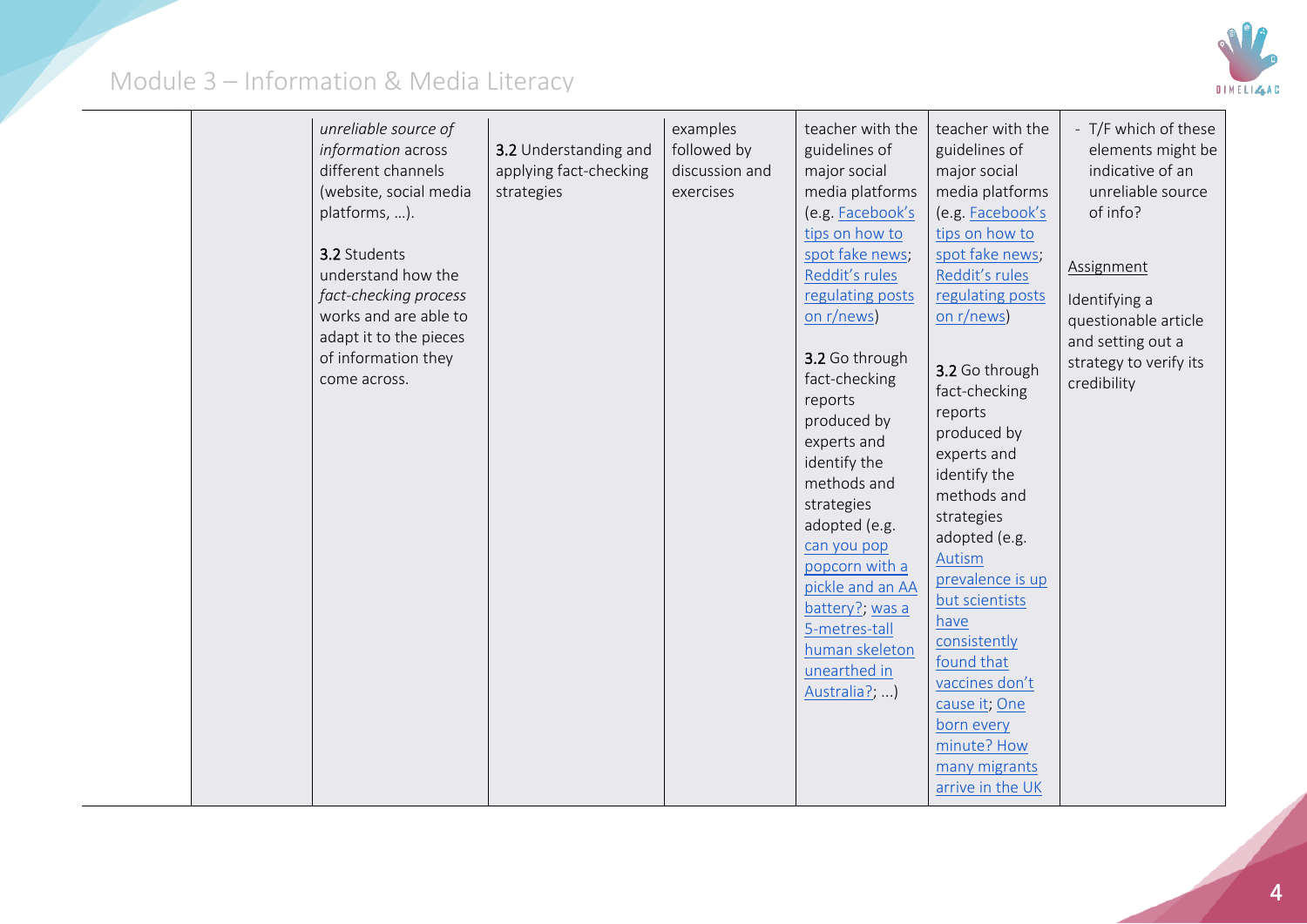| | | | | | | | |
|---|---|---|---|---|---|---|---|
| | | *unreliable source of information* across different channels (website, social media platforms, …).<br><br>**3.2** Students understand how the *fact-checking process* works and are able to adapt it to the pieces of information they come across. | **3.2** Understanding and applying fact-checking strategies | examples followed by discussion and exercises | teacher with the guidelines of major social media platforms (e.g. Facebook's tips on how to spot fake news; Reddit's rules regulating posts on r/news)<br><br>**3.2** Go through fact-checking reports produced by experts and identify the methods and strategies adopted (e.g. can you pop popcorn with a pickle and an AA battery?; was a 5-metres-tall human skeleton unearthed in Australia?; …) | teacher with the guidelines of major social media platforms (e.g. Facebook's tips on how to spot fake news; Reddit's rules regulating posts on r/news)<br><br>**3.2** Go through fact-checking reports produced by experts and identify the methods and strategies adopted (e.g. Autism prevalence is up but scientists have consistently found that vaccines don't cause it; One born every minute? How many migrants arrive in the UK | - T/F which of these elements might be indicative of an unreliable source of info?<br><br>Assignment<br><br>Identifying a questionable article and setting out a strategy to verify its credibility |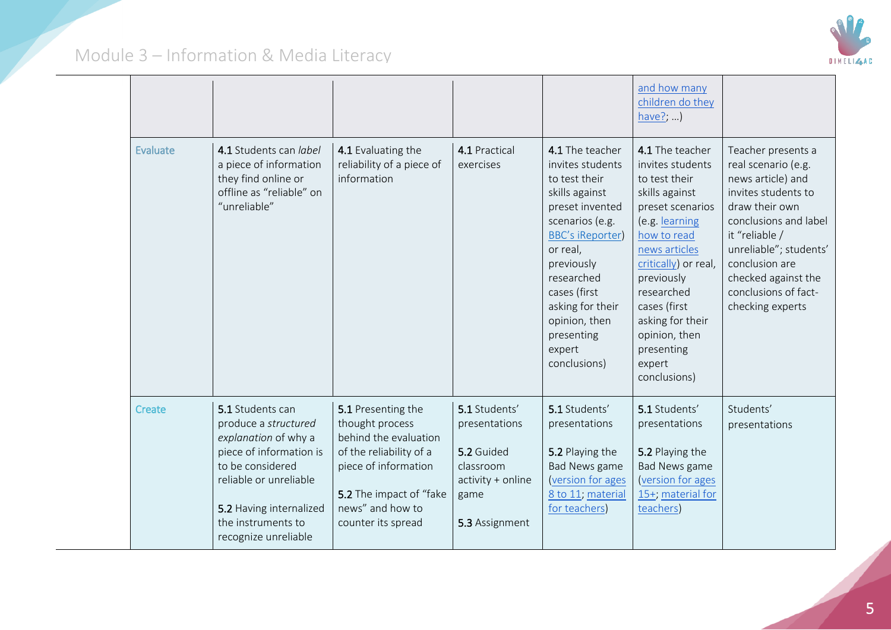| | | | | | | |
|---|---|---|---|---|---|---|
| | | | | | and how many children do they have?; …) | |
| Evaluate | **4.1** Students can *label* a piece of information they find online or offline as "reliable" on "unreliable" | **4.1** Evaluating the reliability of a piece of information | **4.1** Practical exercises | **4.1** The teacher invites students to test their skills against preset invented scenarios (e.g. BBC's iReporter) or real, previously researched cases (first asking for their opinion, then presenting expert conclusions) | **4.1** The teacher invites students to test their skills against preset scenarios (e.g. learning how to read news articles critically) or real, previously researched cases (first asking for their opinion, then presenting expert conclusions) | Teacher presents a real scenario (e.g. news article) and invites students to draw their own conclusions and label it "reliable / unreliable"; students' conclusion are checked against the conclusions of fact-checking experts |
| Create | **5.1** Students can produce a *structured explanation* of why a piece of information is to be considered reliable or unreliable<br><br>**5.2** Having internalized the instruments to recognize unreliable | **5.1** Presenting the thought process behind the evaluation of the reliability of a piece of information<br><br>**5.2** The impact of "fake news" and how to counter its spread | **5.1** Students' presentations<br><br>**5.2** Guided classroom activity + online game<br><br>**5.3** Assignment | **5.1** Students' presentations<br><br>**5.2** Playing the Bad News game (version for ages 8 to 11; material for teachers) | **5.1** Students' presentations<br><br>**5.2** Playing the Bad News game (version for ages 15+; material for teachers) | Students' presentations |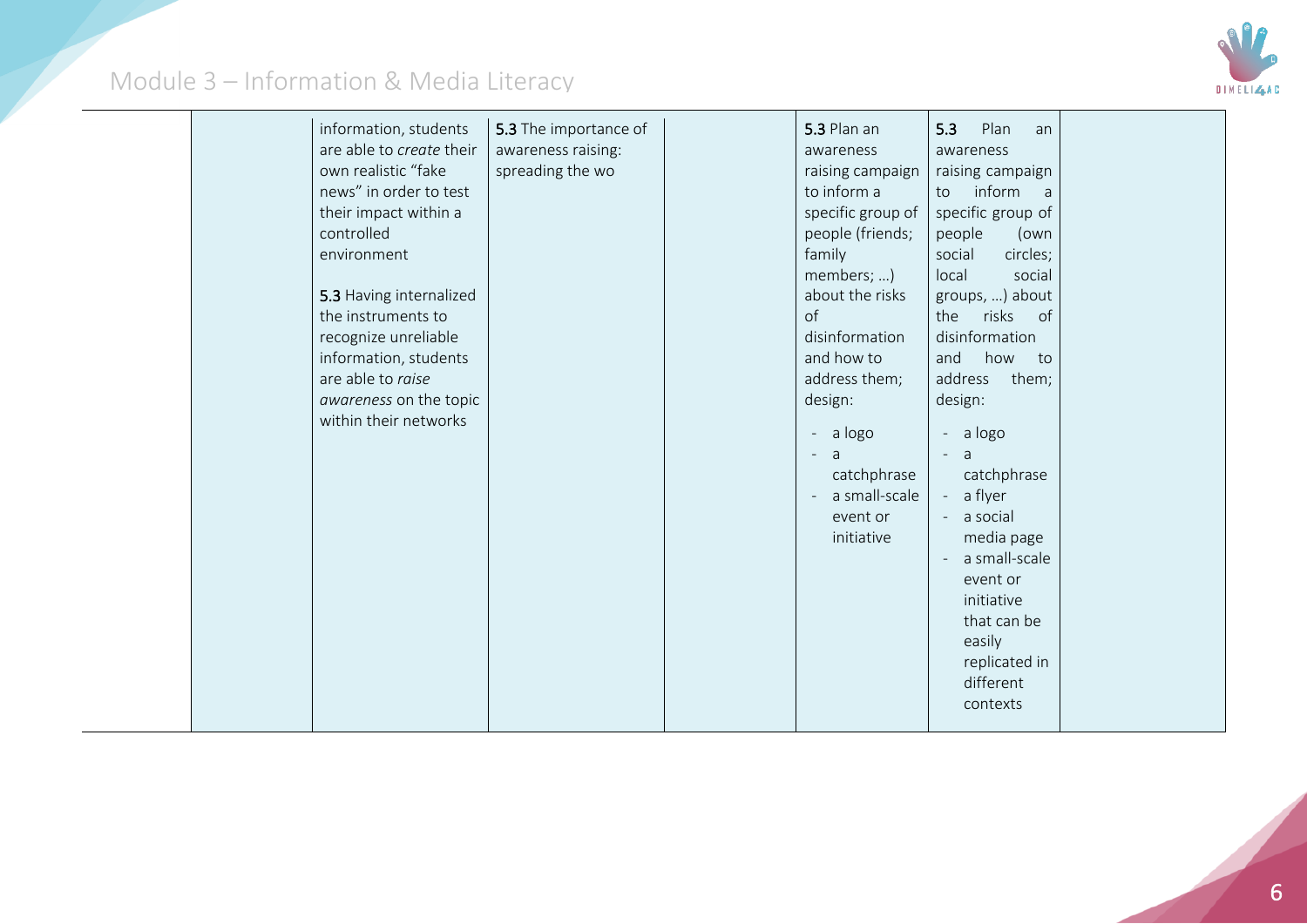| | | | | | | | |
|---|---|---|---|---|---|---|---|
| | | information, students are able to *create* their own realistic "fake news" in order to test their impact within a controlled environment<br><br>**5.3** Having internalized the instruments to recognize unreliable information, students are able to *raise awareness* on the topic within their networks | **5.3** The importance of awareness raising: spreading the wo | | **5.3** Plan an awareness raising campaign to inform a specific group of people (friends; family members; …) about the risks of disinformation and how to address them; design:<br>- a logo<br>- a catchphrase<br>- a small-scale event or initiative | **5.3** Plan an awareness raising campaign to inform a specific group of people (own social circles; local social groups, …) about the risks of disinformation and how to address them; design:<br>- a logo<br>- a catchphrase<br>- a flyer<br>- a social media page<br>- a small-scale event or initiative that can be easily replicated in different contexts | |